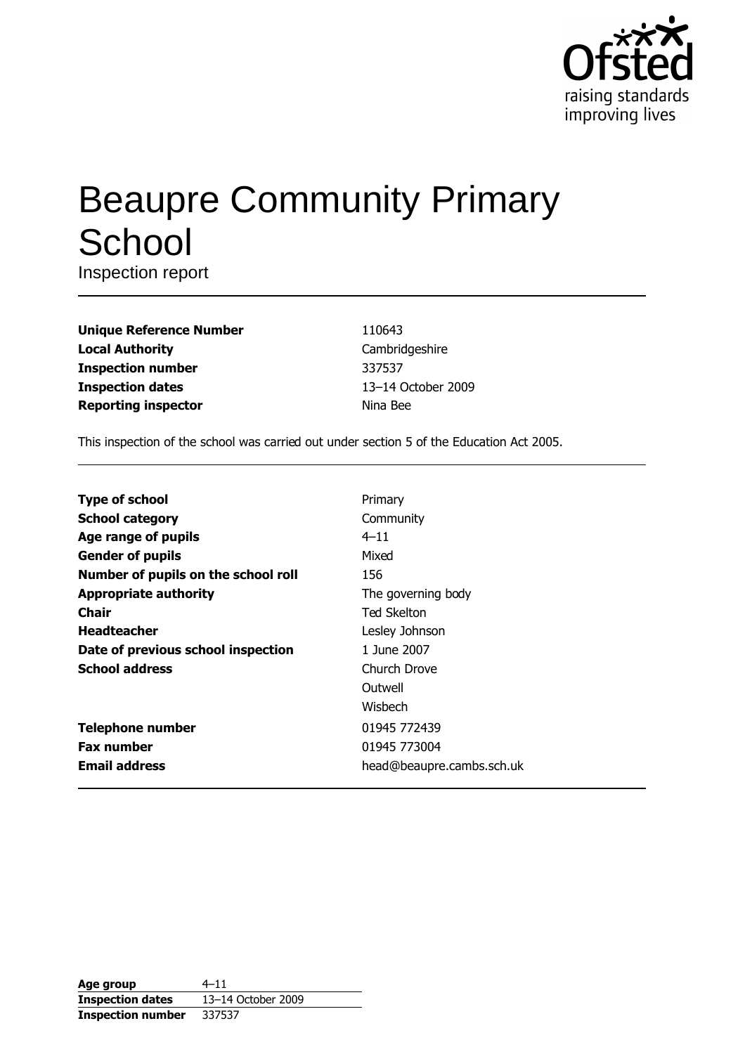Ofsted
raising standards
improving lives

# Beaupre Community Primary School

Inspection report

| | |
|---|---|
| **Unique Reference Number** | 110643 |
| **Local Authority** | Cambridgeshire |
| **Inspection number** | 337537 |
| **Inspection dates** | 13–14 October 2009 |
| **Reporting inspector** | Nina Bee |

This inspection of the school was carried out under section 5 of the Education Act 2005.

| | |
|---|---|
| **Type of school** | Primary |
| **School category** | Community |
| **Age range of pupils** | 4–11 |
| **Gender of pupils** | Mixed |
| **Number of pupils on the school roll** | 156 |
| **Appropriate authority** | The governing body |
| **Chair** | Ted Skelton |
| **Headteacher** | Lesley Johnson |
| **Date of previous school inspection** | 1 June 2007 |
| **School address** | Church Drove<br>Outwell<br>Wisbech |
| **Telephone number** | 01945 772439 |
| **Fax number** | 01945 773004 |
| **Email address** | head@beaupre.cambs.sch.uk |

| | |
|---|---|
| **Age group** | 4–11 |
| **Inspection dates** | 13–14 October 2009 |
| **Inspection number** | 337537 |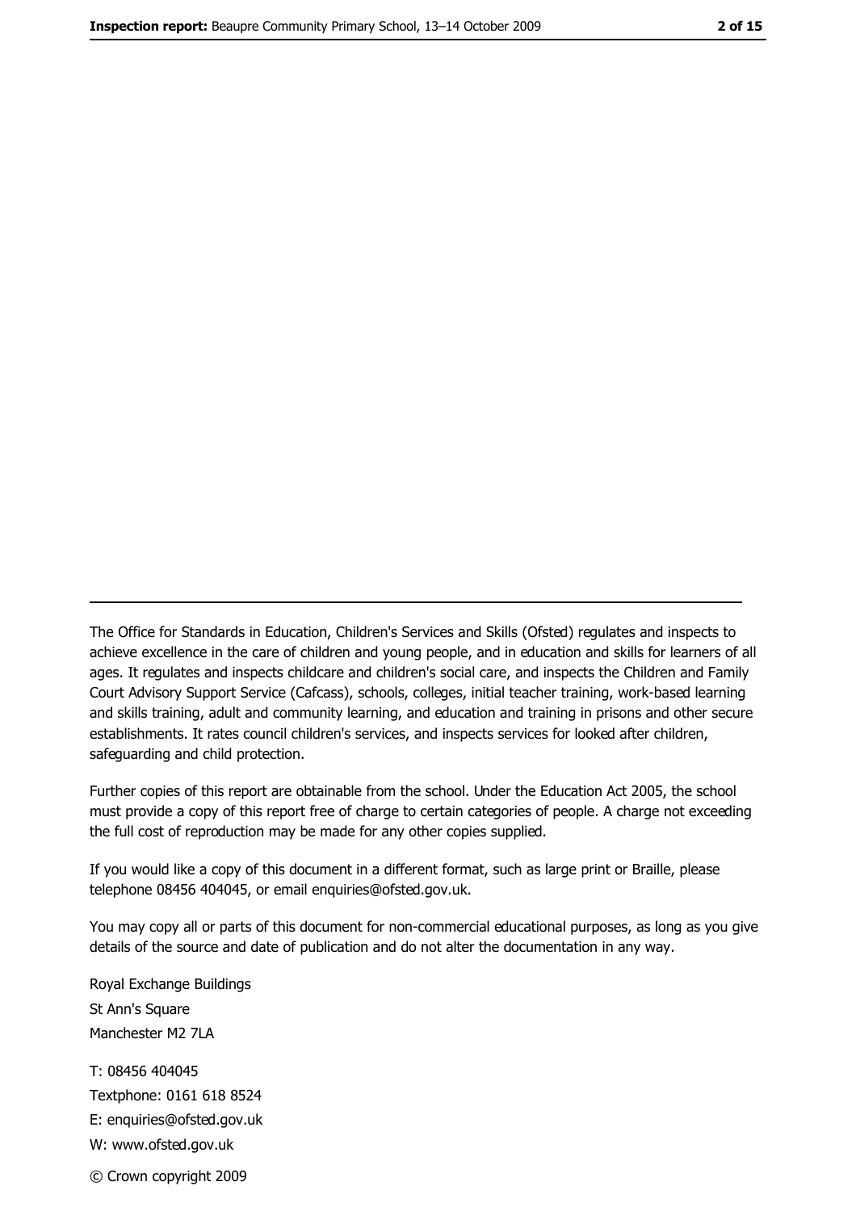The Office for Standards in Education, Children's Services and Skills (Ofsted) regulates and inspects to achieve excellence in the care of children and young people, and in education and skills for learners of all ages. It regulates and inspects childcare and children's social care, and inspects the Children and Family Court Advisory Support Service (Cafcass), schools, colleges, initial teacher training, work-based learning and skills training, adult and community learning, and education and training in prisons and other secure establishments. It rates council children's services, and inspects services for looked after children, safeguarding and child protection.

Further copies of this report are obtainable from the school. Under the Education Act 2005, the school must provide a copy of this report free of charge to certain categories of people. A charge not exceeding the full cost of reproduction may be made for any other copies supplied.

If you would like a copy of this document in a different format, such as large print or Braille, please telephone 08456 404045, or email enquiries@ofsted.gov.uk.

You may copy all or parts of this document for non-commercial educational purposes, as long as you give details of the source and date of publication and do not alter the documentation in any way.

Royal Exchange Buildings
St Ann's Square
Manchester M2 7LA

T: 08456 404045
Textphone: 0161 618 8524
E: enquiries@ofsted.gov.uk
W: www.ofsted.gov.uk

© Crown copyright 2009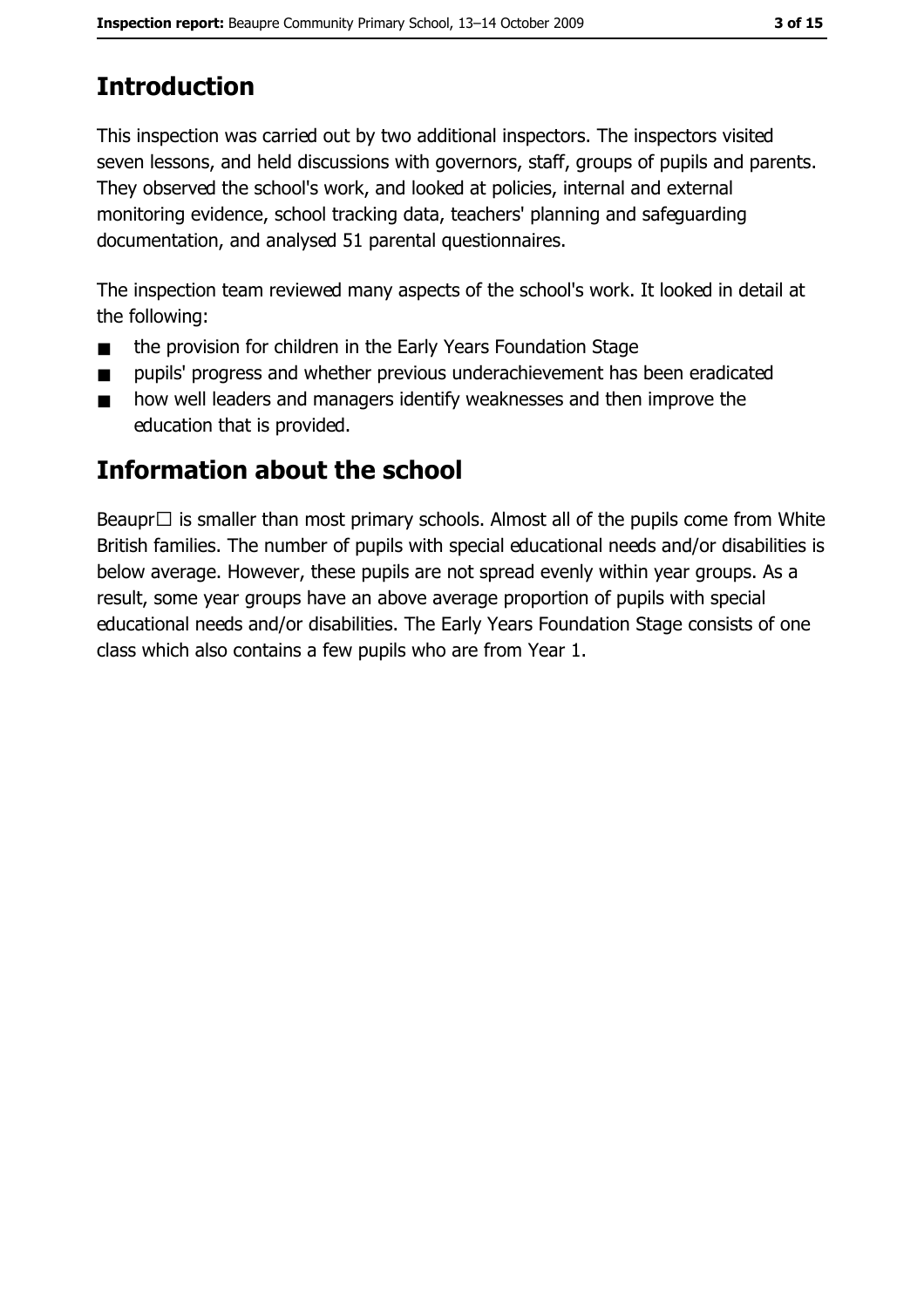## Introduction

This inspection was carried out by two additional inspectors. The inspectors visited seven lessons, and held discussions with governors, staff, groups of pupils and parents. They observed the school's work, and looked at policies, internal and external monitoring evidence, school tracking data, teachers' planning and safeguarding documentation, and analysed 51 parental questionnaires.

The inspection team reviewed many aspects of the school's work. It looked in detail at the following:

- the provision for children in the Early Years Foundation Stage
- pupils' progress and whether previous underachievement has been eradicated
- how well leaders and managers identify weaknesses and then improve the education that is provided.

## Information about the school

Beaupr□ is smaller than most primary schools. Almost all of the pupils come from White British families. The number of pupils with special educational needs and/or disabilities is below average. However, these pupils are not spread evenly within year groups. As a result, some year groups have an above average proportion of pupils with special educational needs and/or disabilities. The Early Years Foundation Stage consists of one class which also contains a few pupils who are from Year 1.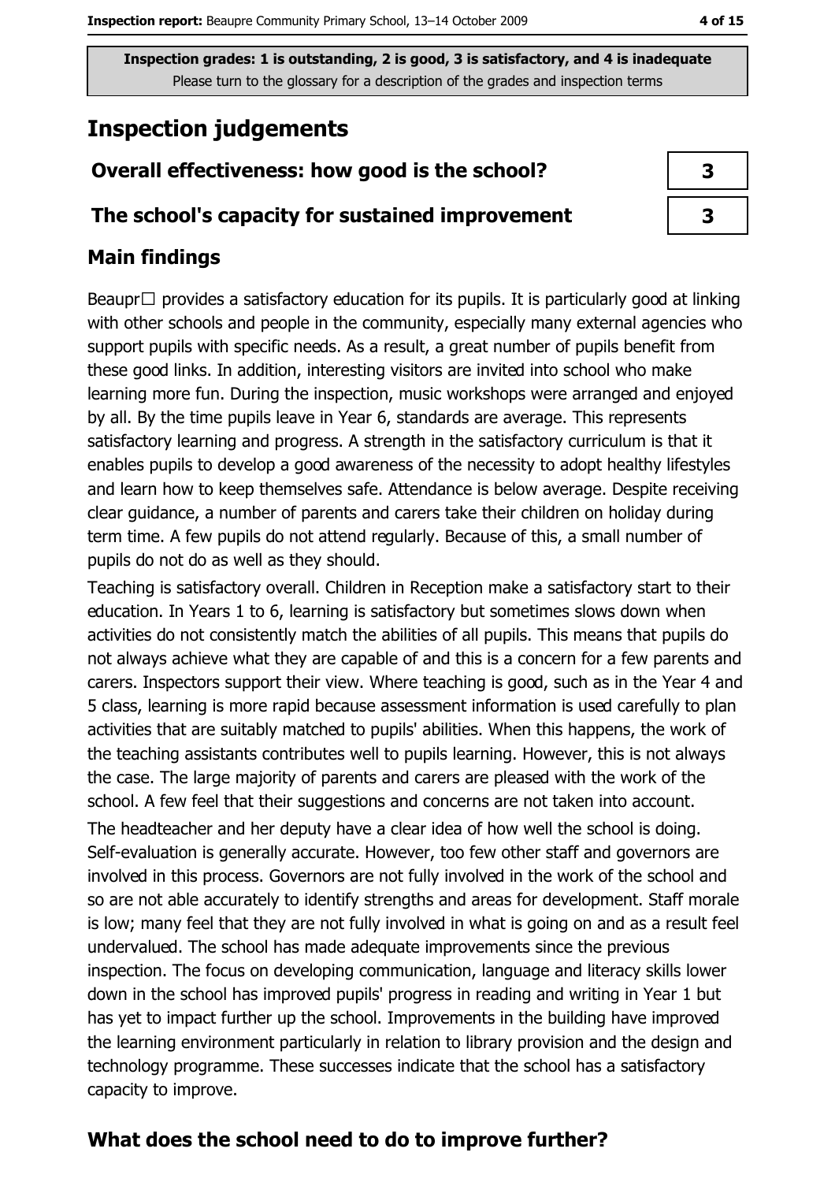Inspection grades: 1 is outstanding, 2 is good, 3 is satisfactory, and 4 is inadequate
Please turn to the glossary for a description of the grades and inspection terms

# Inspection judgements

| Overall effectiveness: how good is the school? | 3 |
|---|---|
| The school's capacity for sustained improvement | 3 |

## Main findings

Beaupr☐ provides a satisfactory education for its pupils. It is particularly good at linking with other schools and people in the community, especially many external agencies who support pupils with specific needs. As a result, a great number of pupils benefit from these good links. In addition, interesting visitors are invited into school who make learning more fun. During the inspection, music workshops were arranged and enjoyed by all. By the time pupils leave in Year 6, standards are average. This represents satisfactory learning and progress. A strength in the satisfactory curriculum is that it enables pupils to develop a good awareness of the necessity to adopt healthy lifestyles and learn how to keep themselves safe. Attendance is below average. Despite receiving clear guidance, a number of parents and carers take their children on holiday during term time. A few pupils do not attend regularly. Because of this, a small number of pupils do not do as well as they should.

Teaching is satisfactory overall. Children in Reception make a satisfactory start to their education. In Years 1 to 6, learning is satisfactory but sometimes slows down when activities do not consistently match the abilities of all pupils. This means that pupils do not always achieve what they are capable of and this is a concern for a few parents and carers. Inspectors support their view. Where teaching is good, such as in the Year 4 and 5 class, learning is more rapid because assessment information is used carefully to plan activities that are suitably matched to pupils' abilities. When this happens, the work of the teaching assistants contributes well to pupils learning. However, this is not always the case. The large majority of parents and carers are pleased with the work of the school. A few feel that their suggestions and concerns are not taken into account.

The headteacher and her deputy have a clear idea of how well the school is doing. Self-evaluation is generally accurate. However, too few other staff and governors are involved in this process. Governors are not fully involved in the work of the school and so are not able accurately to identify strengths and areas for development. Staff morale is low; many feel that they are not fully involved in what is going on and as a result feel undervalued. The school has made adequate improvements since the previous inspection. The focus on developing communication, language and literacy skills lower down in the school has improved pupils' progress in reading and writing in Year 1 but has yet to impact further up the school. Improvements in the building have improved the learning environment particularly in relation to library provision and the design and technology programme. These successes indicate that the school has a satisfactory capacity to improve.

## What does the school need to do to improve further?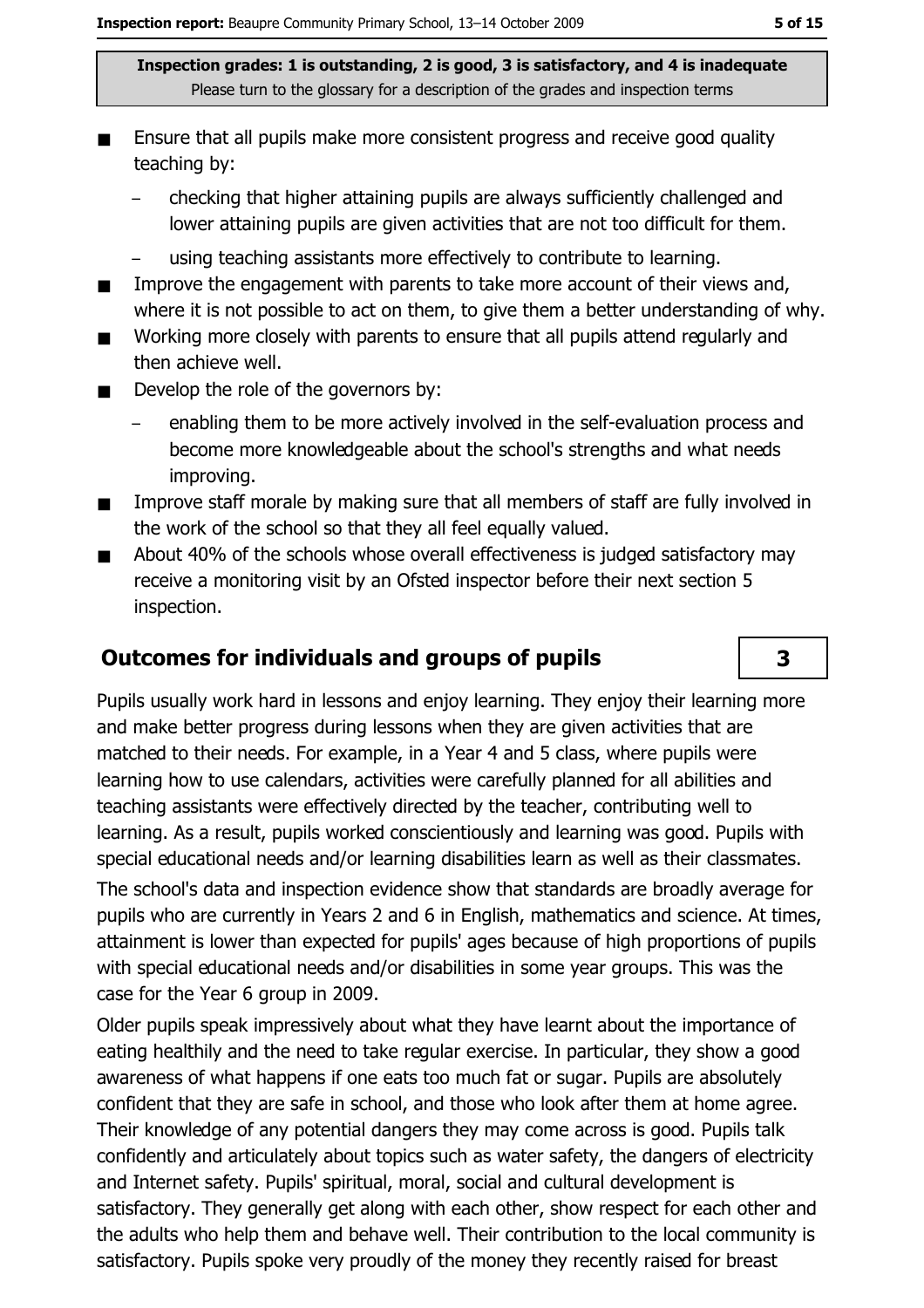Inspection grades: 1 is outstanding, 2 is good, 3 is satisfactory, and 4 is inadequate
Please turn to the glossary for a description of the grades and inspection terms

- Ensure that all pupils make more consistent progress and receive good quality teaching by:
  - checking that higher attaining pupils are always sufficiently challenged and lower attaining pupils are given activities that are not too difficult for them.
  - using teaching assistants more effectively to contribute to learning.
- Improve the engagement with parents to take more account of their views and, where it is not possible to act on them, to give them a better understanding of why.
- Working more closely with parents to ensure that all pupils attend regularly and then achieve well.
- Develop the role of the governors by:
  - enabling them to be more actively involved in the self-evaluation process and become more knowledgeable about the school's strengths and what needs improving.
- Improve staff morale by making sure that all members of staff are fully involved in the work of the school so that they all feel equally valued.
- About 40% of the schools whose overall effectiveness is judged satisfactory may receive a monitoring visit by an Ofsted inspector before their next section 5 inspection.

## Outcomes for individuals and groups of pupils — 3

Pupils usually work hard in lessons and enjoy learning. They enjoy their learning more and make better progress during lessons when they are given activities that are matched to their needs. For example, in a Year 4 and 5 class, where pupils were learning how to use calendars, activities were carefully planned for all abilities and teaching assistants were effectively directed by the teacher, contributing well to learning. As a result, pupils worked conscientiously and learning was good. Pupils with special educational needs and/or learning disabilities learn as well as their classmates.

The school's data and inspection evidence show that standards are broadly average for pupils who are currently in Years 2 and 6 in English, mathematics and science. At times, attainment is lower than expected for pupils' ages because of high proportions of pupils with special educational needs and/or disabilities in some year groups. This was the case for the Year 6 group in 2009.

Older pupils speak impressively about what they have learnt about the importance of eating healthily and the need to take regular exercise. In particular, they show a good awareness of what happens if one eats too much fat or sugar. Pupils are absolutely confident that they are safe in school, and those who look after them at home agree. Their knowledge of any potential dangers they may come across is good. Pupils talk confidently and articulately about topics such as water safety, the dangers of electricity and Internet safety. Pupils' spiritual, moral, social and cultural development is satisfactory. They generally get along with each other, show respect for each other and the adults who help them and behave well. Their contribution to the local community is satisfactory. Pupils spoke very proudly of the money they recently raised for breast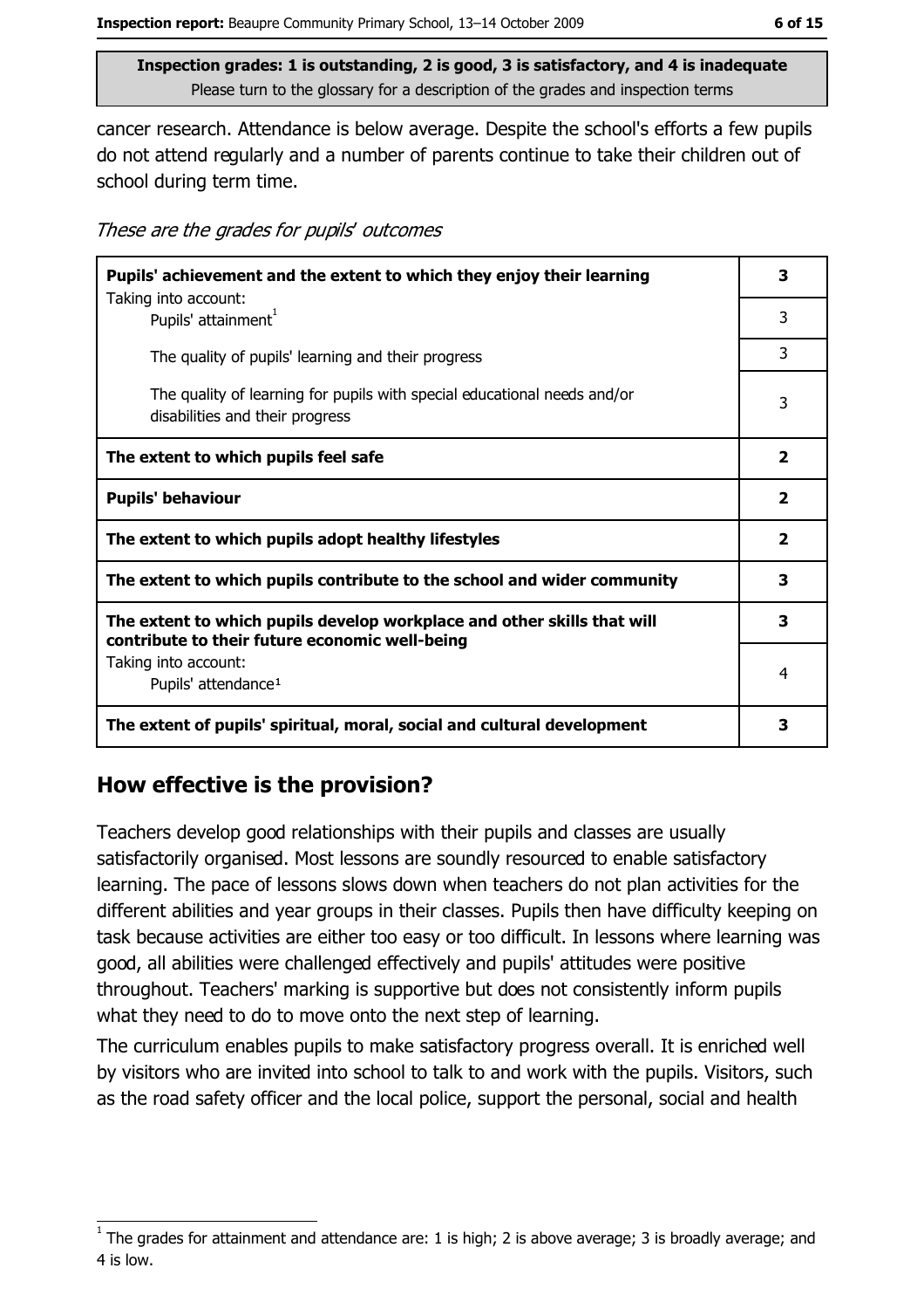**Inspection grades: 1 is outstanding, 2 is good, 3 is satisfactory, and 4 is inadequate**
Please turn to the glossary for a description of the grades and inspection terms

cancer research. Attendance is below average. Despite the school's efforts a few pupils do not attend regularly and a number of parents continue to take their children out of school during term time.

*These are the grades for pupils' outcomes*

| | |
|---|---|
| **Pupils' achievement and the extent to which they enjoy their learning** | **3** |
| Taking into account: Pupils' attainment[1] | 3 |
| The quality of pupils' learning and their progress | 3 |
| The quality of learning for pupils with special educational needs and/or disabilities and their progress | 3 |
| **The extent to which pupils feel safe** | **2** |
| **Pupils' behaviour** | **2** |
| **The extent to which pupils adopt healthy lifestyles** | **2** |
| **The extent to which pupils contribute to the school and wider community** | **3** |
| **The extent to which pupils develop workplace and other skills that will contribute to their future economic well-being** | **3** |
| Taking into account: Pupils' attendance[1] | 4 |
| **The extent of pupils' spiritual, moral, social and cultural development** | **3** |

## How effective is the provision?

Teachers develop good relationships with their pupils and classes are usually satisfactorily organised. Most lessons are soundly resourced to enable satisfactory learning. The pace of lessons slows down when teachers do not plan activities for the different abilities and year groups in their classes. Pupils then have difficulty keeping on task because activities are either too easy or too difficult. In lessons where learning was good, all abilities were challenged effectively and pupils' attitudes were positive throughout. Teachers' marking is supportive but does not consistently inform pupils what they need to do to move onto the next step of learning.

The curriculum enables pupils to make satisfactory progress overall. It is enriched well by visitors who are invited into school to talk to and work with the pupils. Visitors, such as the road safety officer and the local police, support the personal, social and health

[1] The grades for attainment and attendance are: 1 is high; 2 is above average; 3 is broadly average; and 4 is low.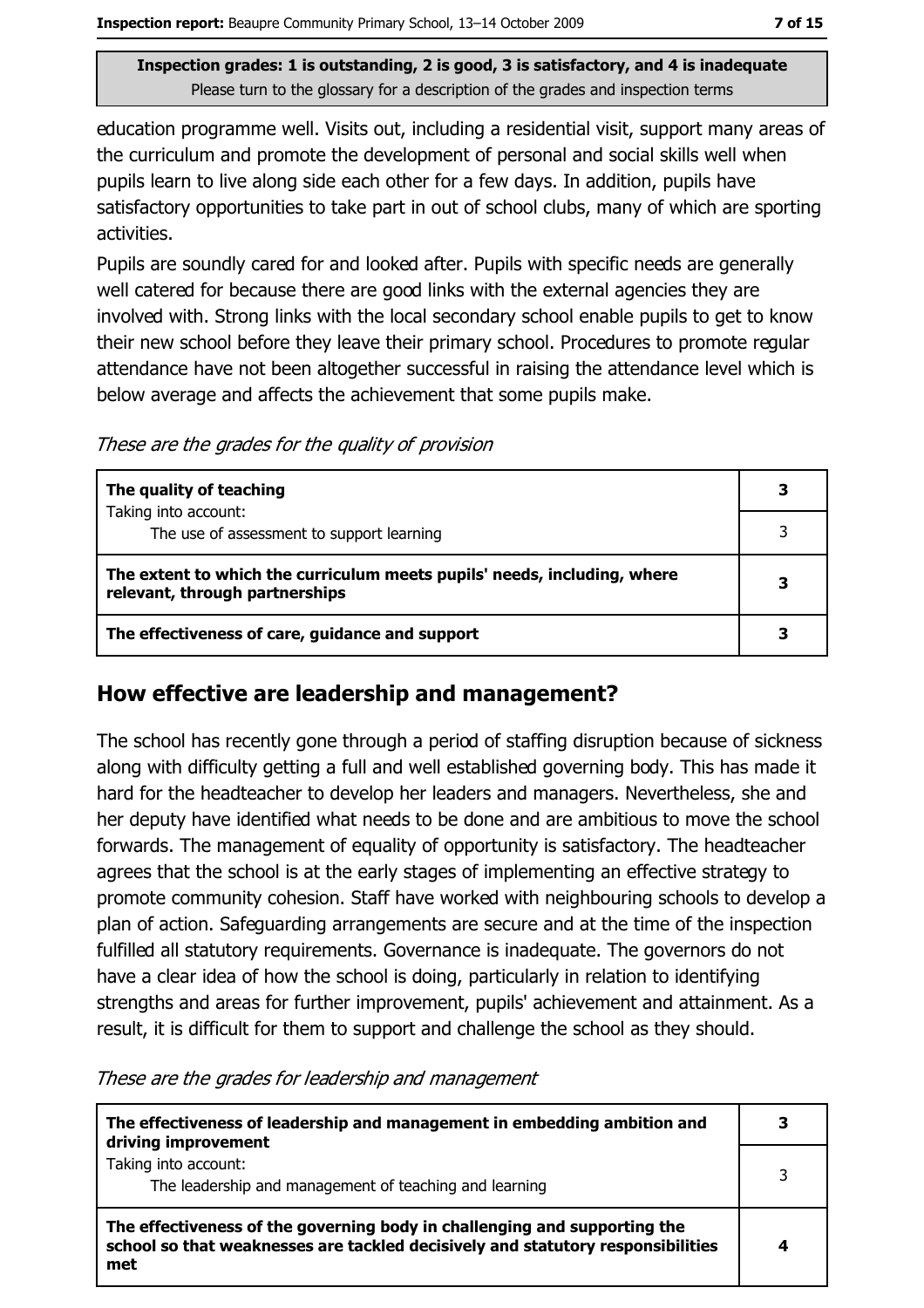**Inspection grades: 1 is outstanding, 2 is good, 3 is satisfactory, and 4 is inadequate**
Please turn to the glossary for a description of the grades and inspection terms

education programme well. Visits out, including a residential visit, support many areas of the curriculum and promote the development of personal and social skills well when pupils learn to live along side each other for a few days. In addition, pupils have satisfactory opportunities to take part in out of school clubs, many of which are sporting activities.

Pupils are soundly cared for and looked after. Pupils with specific needs are generally well catered for because there are good links with the external agencies they are involved with. Strong links with the local secondary school enable pupils to get to know their new school before they leave their primary school. Procedures to promote regular attendance have not been altogether successful in raising the attendance level which is below average and affects the achievement that some pupils make.

*These are the grades for the quality of provision*

| | |
|---|---|
| **The quality of teaching** | **3** |
| Taking into account: The use of assessment to support learning | 3 |
| **The extent to which the curriculum meets pupils' needs, including, where relevant, through partnerships** | **3** |
| **The effectiveness of care, guidance and support** | **3** |

## How effective are leadership and management?

The school has recently gone through a period of staffing disruption because of sickness along with difficulty getting a full and well established governing body. This has made it hard for the headteacher to develop her leaders and managers. Nevertheless, she and her deputy have identified what needs to be done and are ambitious to move the school forwards. The management of equality of opportunity is satisfactory. The headteacher agrees that the school is at the early stages of implementing an effective strategy to promote community cohesion. Staff have worked with neighbouring schools to develop a plan of action. Safeguarding arrangements are secure and at the time of the inspection fulfilled all statutory requirements. Governance is inadequate. The governors do not have a clear idea of how the school is doing, particularly in relation to identifying strengths and areas for further improvement, pupils' achievement and attainment. As a result, it is difficult for them to support and challenge the school as they should.

*These are the grades for leadership and management*

| | |
|---|---|
| **The effectiveness of leadership and management in embedding ambition and driving improvement** | **3** |
| Taking into account: The leadership and management of teaching and learning | 3 |
| **The effectiveness of the governing body in challenging and supporting the school so that weaknesses are tackled decisively and statutory responsibilities met** | **4** |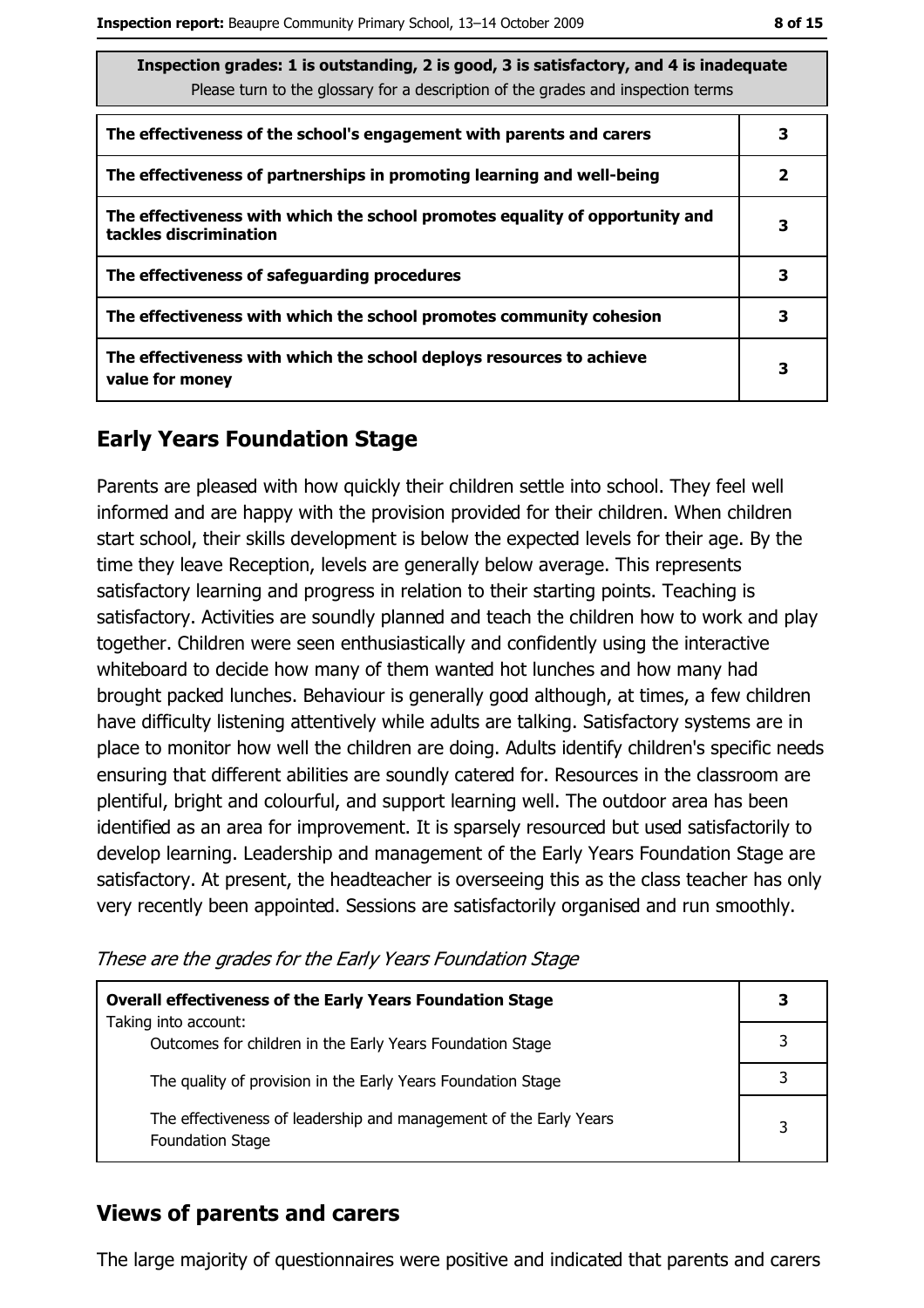| Inspection grades: 1 is outstanding, 2 is good, 3 is satisfactory, and 4 is inadequate<br>Please turn to the glossary for a description of the grades and inspection terms | |
|---|---|
| **The effectiveness of the school's engagement with parents and carers** | **3** |
| **The effectiveness of partnerships in promoting learning and well-being** | **2** |
| **The effectiveness with which the school promotes equality of opportunity and tackles discrimination** | **3** |
| **The effectiveness of safeguarding procedures** | **3** |
| **The effectiveness with which the school promotes community cohesion** | **3** |
| **The effectiveness with which the school deploys resources to achieve value for money** | **3** |

## Early Years Foundation Stage

Parents are pleased with how quickly their children settle into school. They feel well informed and are happy with the provision provided for their children. When children start school, their skills development is below the expected levels for their age. By the time they leave Reception, levels are generally below average. This represents satisfactory learning and progress in relation to their starting points. Teaching is satisfactory. Activities are soundly planned and teach the children how to work and play together. Children were seen enthusiastically and confidently using the interactive whiteboard to decide how many of them wanted hot lunches and how many had brought packed lunches. Behaviour is generally good although, at times, a few children have difficulty listening attentively while adults are talking. Satisfactory systems are in place to monitor how well the children are doing. Adults identify children's specific needs ensuring that different abilities are soundly catered for. Resources in the classroom are plentiful, bright and colourful, and support learning well. The outdoor area has been identified as an area for improvement. It is sparsely resourced but used satisfactorily to develop learning. Leadership and management of the Early Years Foundation Stage are satisfactory. At present, the headteacher is overseeing this as the class teacher has only very recently been appointed. Sessions are satisfactorily organised and run smoothly.

*These are the grades for the Early Years Foundation Stage*

| **Overall effectiveness of the Early Years Foundation Stage**<br>Taking into account: | **3** |
|---|---|
| Outcomes for children in the Early Years Foundation Stage | 3 |
| The quality of provision in the Early Years Foundation Stage | 3 |
| The effectiveness of leadership and management of the Early Years Foundation Stage | 3 |

## Views of parents and carers

The large majority of questionnaires were positive and indicated that parents and carers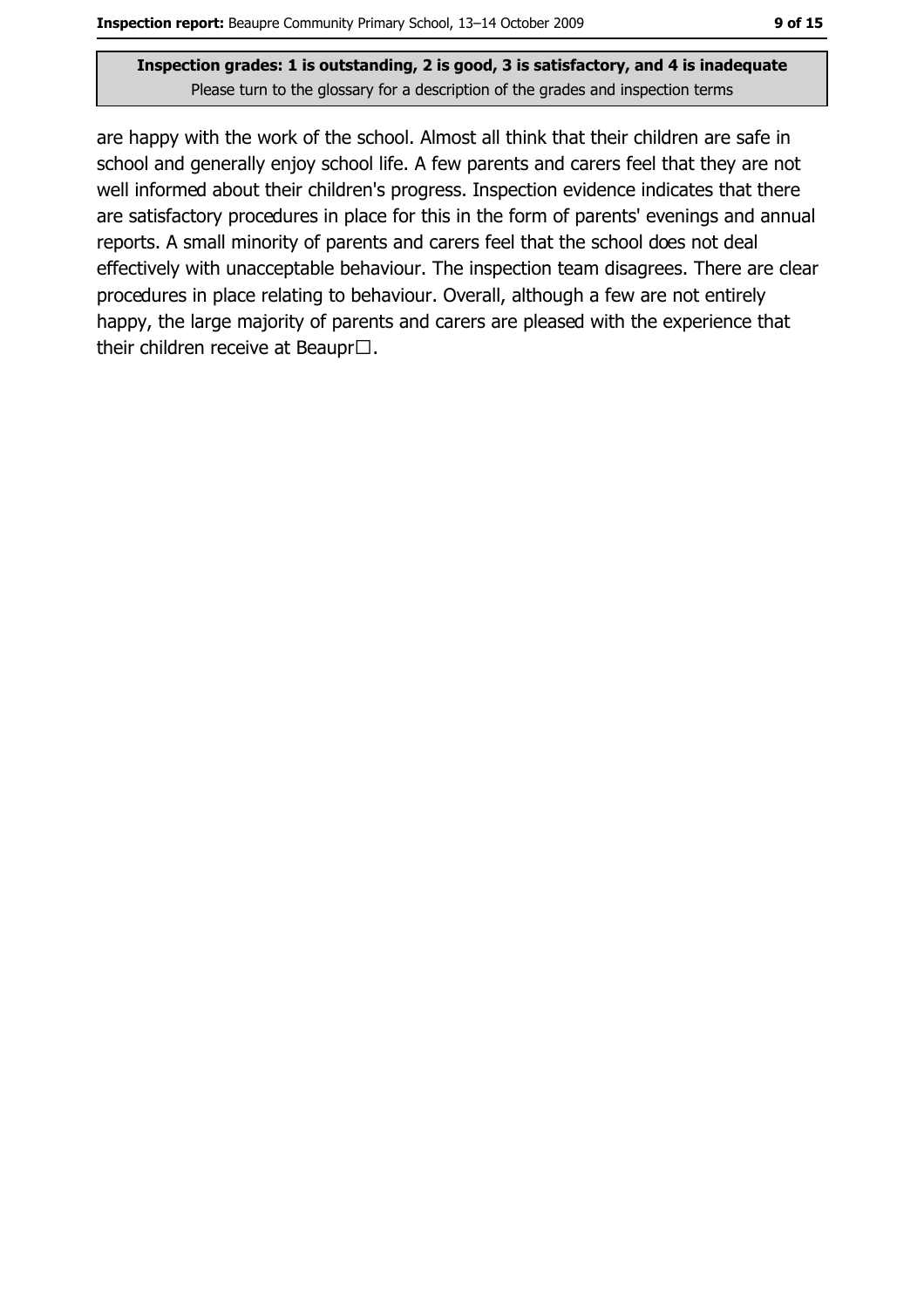are happy with the work of the school. Almost all think that their children are safe in school and generally enjoy school life. A few parents and carers feel that they are not well informed about their children's progress. Inspection evidence indicates that there are satisfactory procedures in place for this in the form of parents' evenings and annual reports. A small minority of parents and carers feel that the school does not deal effectively with unacceptable behaviour. The inspection team disagrees. There are clear procedures in place relating to behaviour. Overall, although a few are not entirely happy, the large majority of parents and carers are pleased with the experience that their children receive at Beaupr□.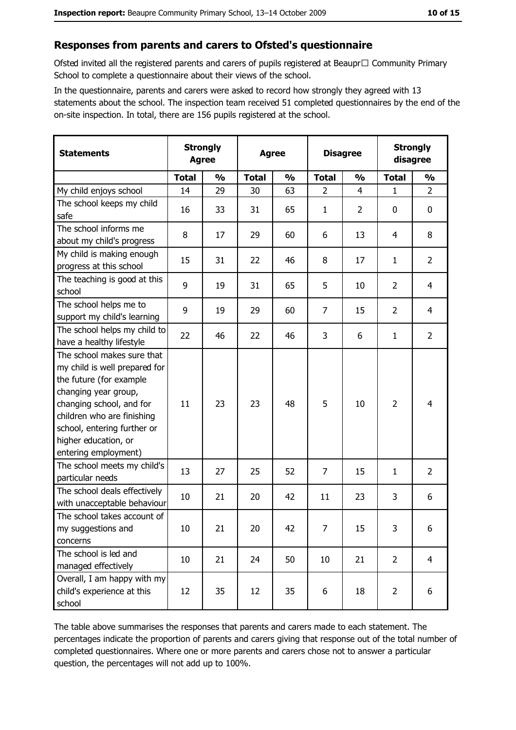## Responses from parents and carers to Ofsted's questionnaire

Ofsted invited all the registered parents and carers of pupils registered at Beaupr□ Community Primary School to complete a questionnaire about their views of the school.

In the questionnaire, parents and carers were asked to record how strongly they agreed with 13 statements about the school. The inspection team received 51 completed questionnaires by the end of the on-site inspection. In total, there are 156 pupils registered at the school.

| Statements | Strongly Agree | | Agree | | Disagree | | Strongly disagree | |
|---|---|---|---|---|---|---|---|---|
| | Total | % | Total | % | Total | % | Total | % |
| My child enjoys school | 14 | 29 | 30 | 63 | 2 | 4 | 1 | 2 |
| The school keeps my child safe | 16 | 33 | 31 | 65 | 1 | 2 | 0 | 0 |
| The school informs me about my child's progress | 8 | 17 | 29 | 60 | 6 | 13 | 4 | 8 |
| My child is making enough progress at this school | 15 | 31 | 22 | 46 | 8 | 17 | 1 | 2 |
| The teaching is good at this school | 9 | 19 | 31 | 65 | 5 | 10 | 2 | 4 |
| The school helps me to support my child's learning | 9 | 19 | 29 | 60 | 7 | 15 | 2 | 4 |
| The school helps my child to have a healthy lifestyle | 22 | 46 | 22 | 46 | 3 | 6 | 1 | 2 |
| The school makes sure that my child is well prepared for the future (for example changing year group, changing school, and for children who are finishing school, entering further or higher education, or entering employment) | 11 | 23 | 23 | 48 | 5 | 10 | 2 | 4 |
| The school meets my child's particular needs | 13 | 27 | 25 | 52 | 7 | 15 | 1 | 2 |
| The school deals effectively with unacceptable behaviour | 10 | 21 | 20 | 42 | 11 | 23 | 3 | 6 |
| The school takes account of my suggestions and concerns | 10 | 21 | 20 | 42 | 7 | 15 | 3 | 6 |
| The school is led and managed effectively | 10 | 21 | 24 | 50 | 10 | 21 | 2 | 4 |
| Overall, I am happy with my child's experience at this school | 12 | 35 | 12 | 35 | 6 | 18 | 2 | 6 |

The table above summarises the responses that parents and carers made to each statement. The percentages indicate the proportion of parents and carers giving that response out of the total number of completed questionnaires. Where one or more parents and carers chose not to answer a particular question, the percentages will not add up to 100%.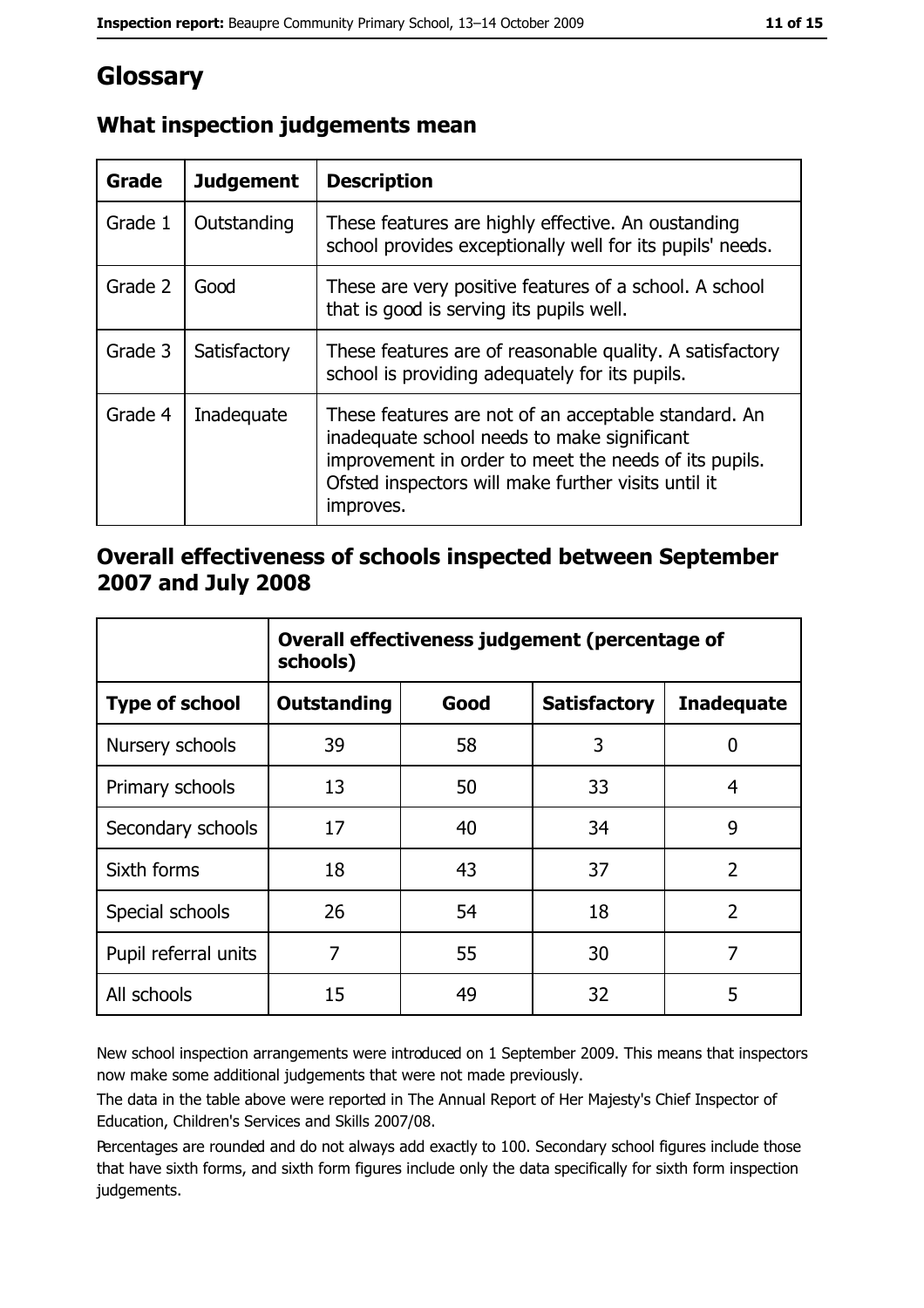# Glossary

## What inspection judgements mean

| Grade | Judgement | Description |
| --- | --- | --- |
| Grade 1 | Outstanding | These features are highly effective. An oustanding school provides exceptionally well for its pupils' needs. |
| Grade 2 | Good | These are very positive features of a school. A school that is good is serving its pupils well. |
| Grade 3 | Satisfactory | These features are of reasonable quality. A satisfactory school is providing adequately for its pupils. |
| Grade 4 | Inadequate | These features are not of an acceptable standard. An inadequate school needs to make significant improvement in order to meet the needs of its pupils. Ofsted inspectors will make further visits until it improves. |

## Overall effectiveness of schools inspected between September 2007 and July 2008

| | Overall effectiveness judgement (percentage of schools) | | | |
| --- | --- | --- | --- | --- |
| **Type of school** | **Outstanding** | **Good** | **Satisfactory** | **Inadequate** |
| Nursery schools | 39 | 58 | 3 | 0 |
| Primary schools | 13 | 50 | 33 | 4 |
| Secondary schools | 17 | 40 | 34 | 9 |
| Sixth forms | 18 | 43 | 37 | 2 |
| Special schools | 26 | 54 | 18 | 2 |
| Pupil referral units | 7 | 55 | 30 | 7 |
| All schools | 15 | 49 | 32 | 5 |

New school inspection arrangements were introduced on 1 September 2009. This means that inspectors now make some additional judgements that were not made previously.

The data in the table above were reported in The Annual Report of Her Majesty's Chief Inspector of Education, Children's Services and Skills 2007/08.

Percentages are rounded and do not always add exactly to 100. Secondary school figures include those that have sixth forms, and sixth form figures include only the data specifically for sixth form inspection judgements.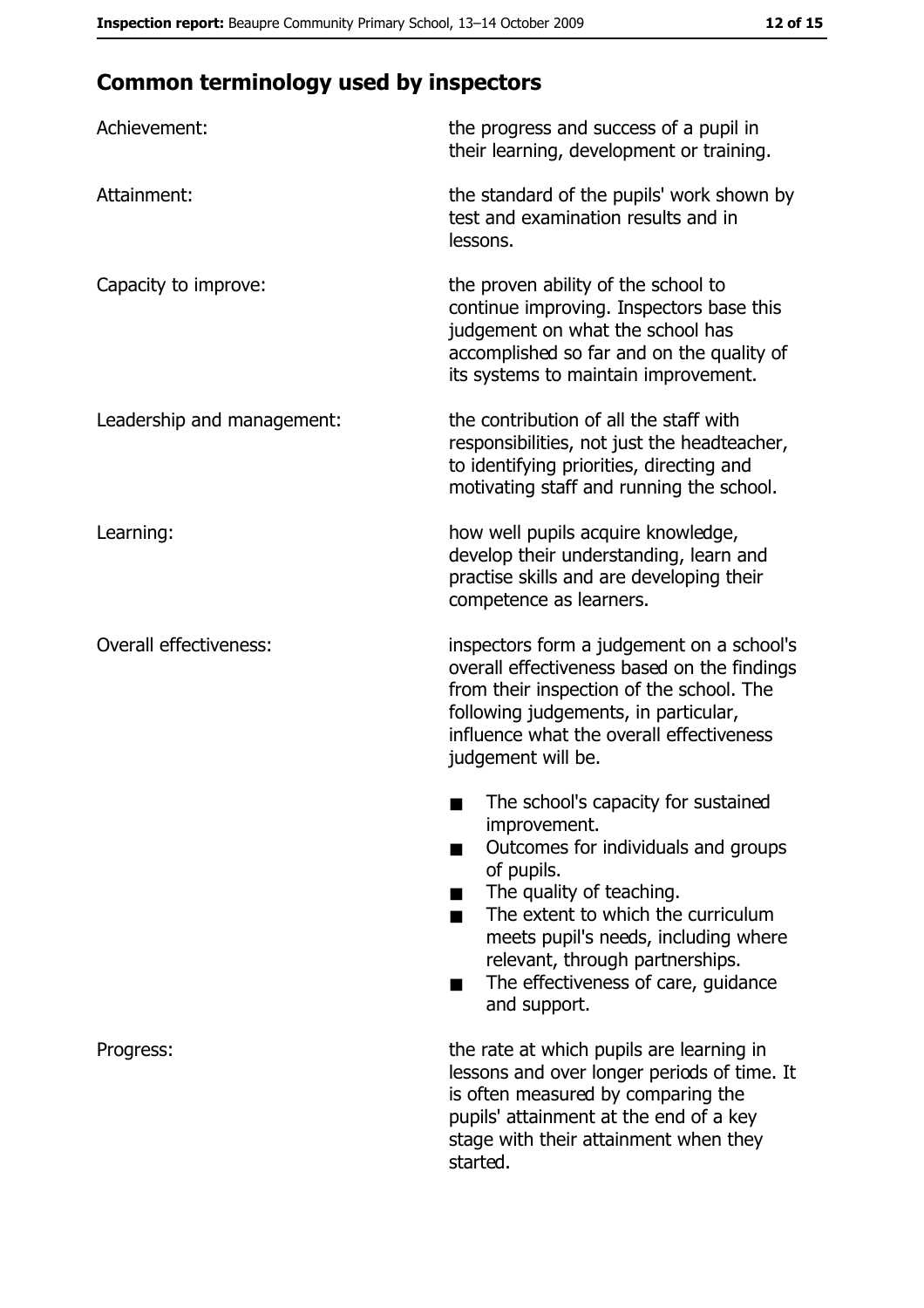## Common terminology used by inspectors

| | |
|---|---|
| Achievement: | the progress and success of a pupil in their learning, development or training. |
| Attainment: | the standard of the pupils' work shown by test and examination results and in lessons. |
| Capacity to improve: | the proven ability of the school to continue improving. Inspectors base this judgement on what the school has accomplished so far and on the quality of its systems to maintain improvement. |
| Leadership and management: | the contribution of all the staff with responsibilities, not just the headteacher, to identifying priorities, directing and motivating staff and running the school. |
| Learning: | how well pupils acquire knowledge, develop their understanding, learn and practise skills and are developing their competence as learners. |
| Overall effectiveness: | inspectors form a judgement on a school's overall effectiveness based on the findings from their inspection of the school. The following judgements, in particular, influence what the overall effectiveness judgement will be. <br> ■ The school's capacity for sustained improvement. <br> ■ Outcomes for individuals and groups of pupils. <br> ■ The quality of teaching. <br> ■ The extent to which the curriculum meets pupil's needs, including where relevant, through partnerships. <br> ■ The effectiveness of care, guidance and support. |
| Progress: | the rate at which pupils are learning in lessons and over longer periods of time. It is often measured by comparing the pupils' attainment at the end of a key stage with their attainment when they started. |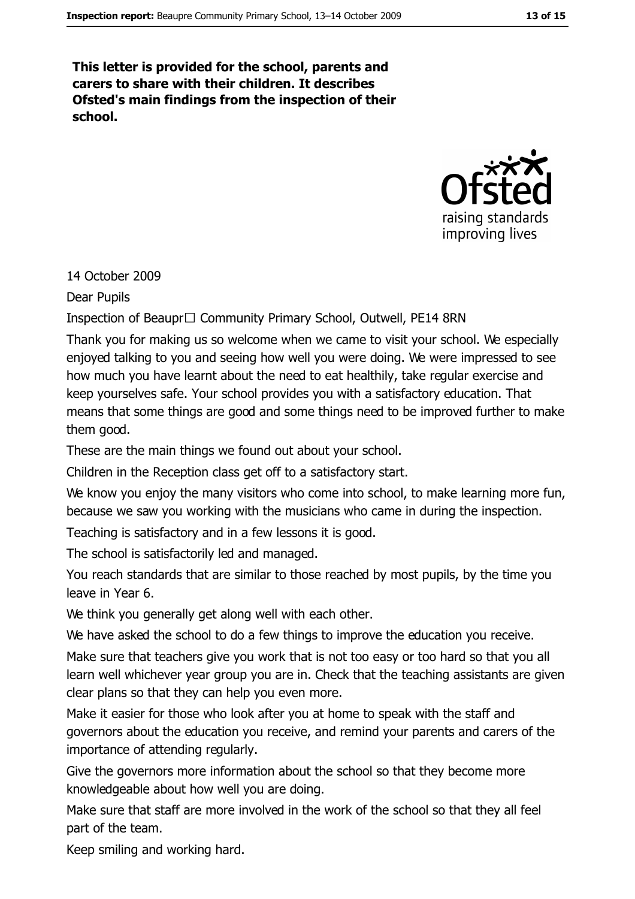**This letter is provided for the school, parents and carers to share with their children. It describes Ofsted's main findings from the inspection of their school.**

14 October 2009

Dear Pupils

Inspection of Beaupr□ Community Primary School, Outwell, PE14 8RN

Thank you for making us so welcome when we came to visit your school. We especially enjoyed talking to you and seeing how well you were doing. We were impressed to see how much you have learnt about the need to eat healthily, take regular exercise and keep yourselves safe. Your school provides you with a satisfactory education. That means that some things are good and some things need to be improved further to make them good.

These are the main things we found out about your school.

Children in the Reception class get off to a satisfactory start.

We know you enjoy the many visitors who come into school, to make learning more fun, because we saw you working with the musicians who came in during the inspection.

Teaching is satisfactory and in a few lessons it is good.

The school is satisfactorily led and managed.

You reach standards that are similar to those reached by most pupils, by the time you leave in Year 6.

We think you generally get along well with each other.

We have asked the school to do a few things to improve the education you receive.

Make sure that teachers give you work that is not too easy or too hard so that you all learn well whichever year group you are in. Check that the teaching assistants are given clear plans so that they can help you even more.

Make it easier for those who look after you at home to speak with the staff and governors about the education you receive, and remind your parents and carers of the importance of attending regularly.

Give the governors more information about the school so that they become more knowledgeable about how well you are doing.

Make sure that staff are more involved in the work of the school so that they all feel part of the team.

Keep smiling and working hard.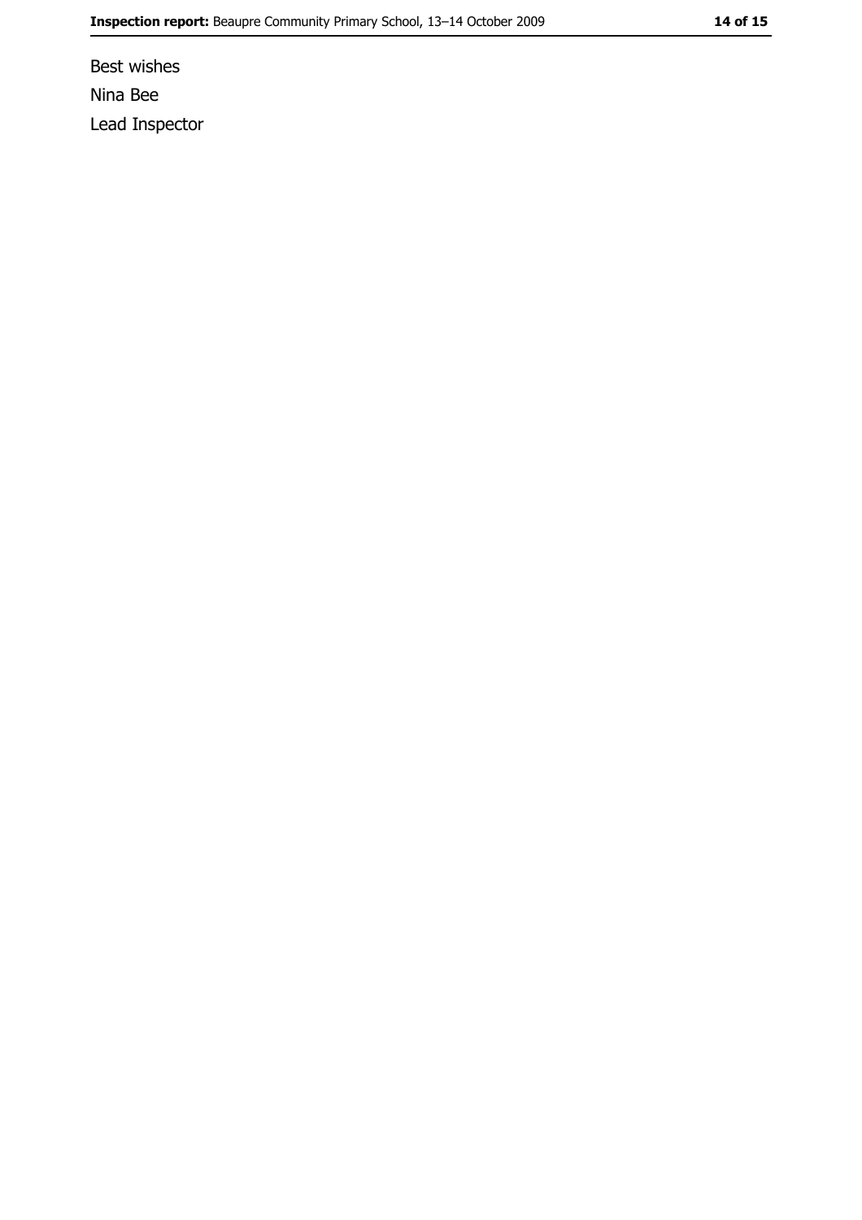Best wishes

Nina Bee

Lead Inspector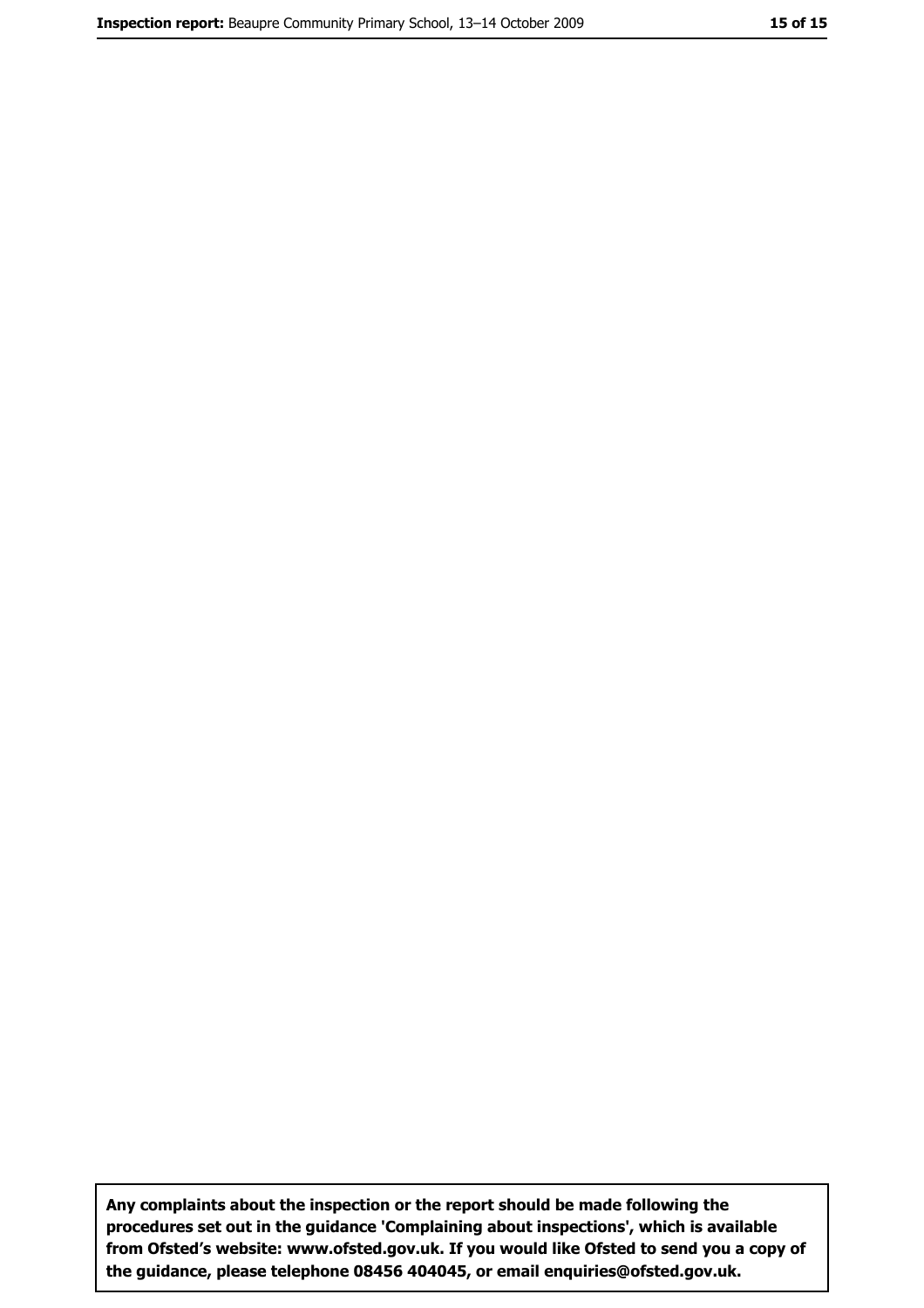**Any complaints about the inspection or the report should be made following the procedures set out in the guidance 'Complaining about inspections', which is available from Ofsted's website: www.ofsted.gov.uk. If you would like Ofsted to send you a copy of the guidance, please telephone 08456 404045, or email enquiries@ofsted.gov.uk.**